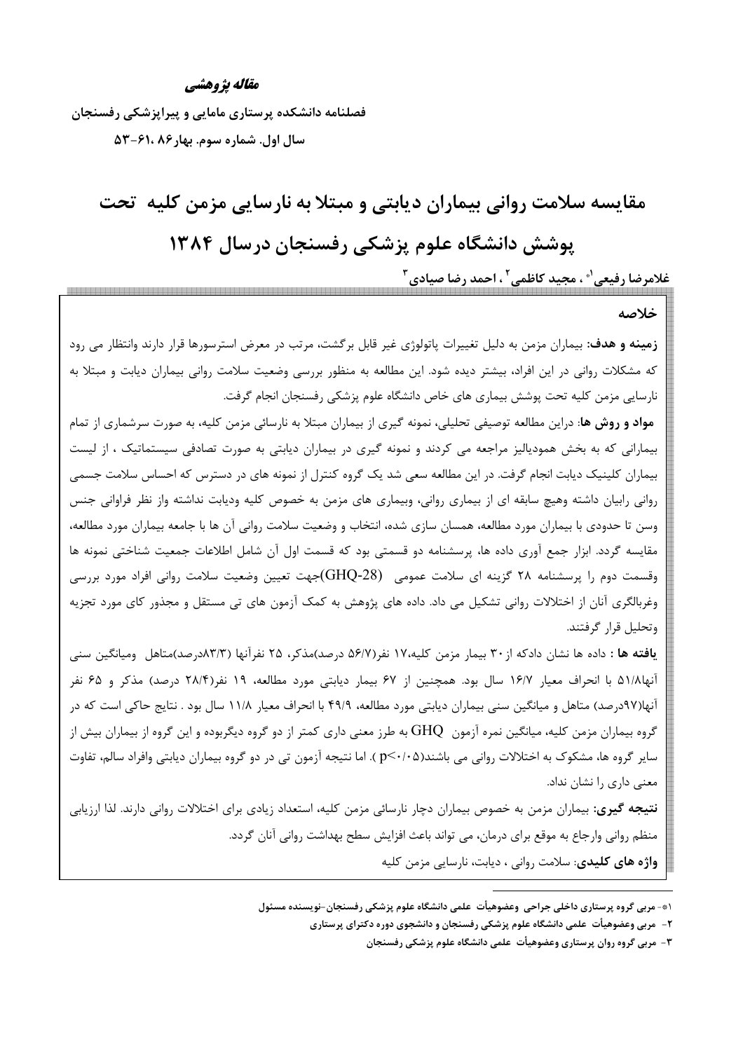**مقاله پژوهشی**

# مقایسه سلامت روانی بیماران دیابتی و مبتلا به نارسایی مزمن کلیه تحت پوشش دانشگاه علوم پزشکی رفسنجان درسال ۱۳۸۴

**غلامرضا رفیعی[1*] ، مجید کاظمی[2] ، احمد رضا صیادی[3]**

## خلاصه

**زمینه و هدف:** بیماران مزمن به دلیل تغییرات پاتولوژی غیر قابل برگشت، مرتب در معرض استرسورها قرار دارند وانتظار می رود که مشکلات روانی در این افراد، بیشتر دیده شود. این مطالعه به منظور بررسی وضعیت سلامت روانی بیماران دیابت و مبتلا به نارسایی مزمن کلیه تحت پوشش بیماری های خاص دانشگاه علوم پزشکی رفسنجان انجام گرفت.

**مواد و روش ها**: دراین مطالعه توصیفی تحلیلی، نمونه گیری از بیماران مبتلا به نارسائی مزمن کلیه، به صورت سرشماری از تمام بیمارانی که به بخش همودیالیز مراجعه می کردند و نمونه گیری در بیماران دیابتی به صورت تصادفی سیستماتیک ، از لیست بیماران کلینیک دیابت انجام گرفت. در این مطالعه سعی شد یک گروه کنترل از نمونه های در دسترس که احساس سلامت جسمی روانی رابیان داشته وهیچ سابقه ای از بیماری روانی، وبیماری های مزمن به خصوص کلیه ودیابت نداشته واز نظر فراوانی جنس وسن تا حدودی با بیماران مورد مطالعه، همسان سازی شده، انتخاب و وضعیت سلامت روانی آن ها با جامعه بیماران مورد مطالعه، مقایسه گردد. ابزار جمع آوری داده ها، پرسشنامه دو قسمتی بود که قسمت اول آن شامل اطلاعات جمعیت شناختی نمونه ها وقسمت دوم را پرسشنامه ۲۸ گزینه ای سلامت عمومی (GHQ-28)جهت تعیین وضعیت سلامت روانی افراد مورد بررسی وغربالگری آنان از اختلالات روانی تشکیل می داد. داده های پژوهش به کمک آزمون های تی مستقل و مجذور کای مورد تجزیه وتحلیل قرار گرفتند.

**یافته ها :** داده ها نشان دادکه از ۳۰ بیمار مزمن کلیه،۱۷ نفر(۵۶/۷ درصد)مذکر، ۲۵ نفرآنها (۸۳/۳درصد)متاهل ومیانگین سنی آنها۵۱/۸ با انحراف معیار ۱۶/۷ سال بود. همچنین از ۶۷ بیمار دیابتی مورد مطالعه، ۱۹ نفر(۲۸/۴ درصد) مذکر و ۶۵ نفر آنها(۹۷درصد) متاهل و میانگین سنی بیماران دیابتی مورد مطالعه، ۴۹/۹ با انحراف معیار ۱۱/۸ سال بود . نتایج حاکی است که در گروه بیماران مزمن کلیه، میانگین نمره آزمون GHQ به طرز معنی داری کمتر از دو گروه دیگربوده و این گروه از بیماران بیش از سایر گروه ها، مشکوک به اختلالات روانی می باشند($p<0.05$ ). اما نتیجه آزمون تی در دو گروه بیماران دیابتی وافراد سالم، تفاوت معنی داری را نشان نداد.

**نتیجه گیری:** بیماران مزمن به خصوص بیماران دچار نارسائی مزمن کلیه، استعداد زیادی برای اختلالات روانی دارند. لذا ارزیابی منظم روانی وارجاع به موقع برای درمان، می تواند باعث افزایش سطح بهداشت روانی آنان گردد.

**واژه های کلیدی**: سلامت روانی ، دیابت، نارسایی مزمن کلیه

---

[1*]- مربی گروه پرستاری داخلی جراحی وعضوهیأت علمی دانشگاه علوم پزشکی رفسنجان-نویسنده مسئول

[2]- مربی وعضوهیأت علمی دانشگاه علوم پزشکی رفسنجان و دانشجوی دوره دکترای پرستاری

[3]- مربی گروه روان پرستاری وعضوهیأت علمی دانشگاه علوم پزشکی رفسنجان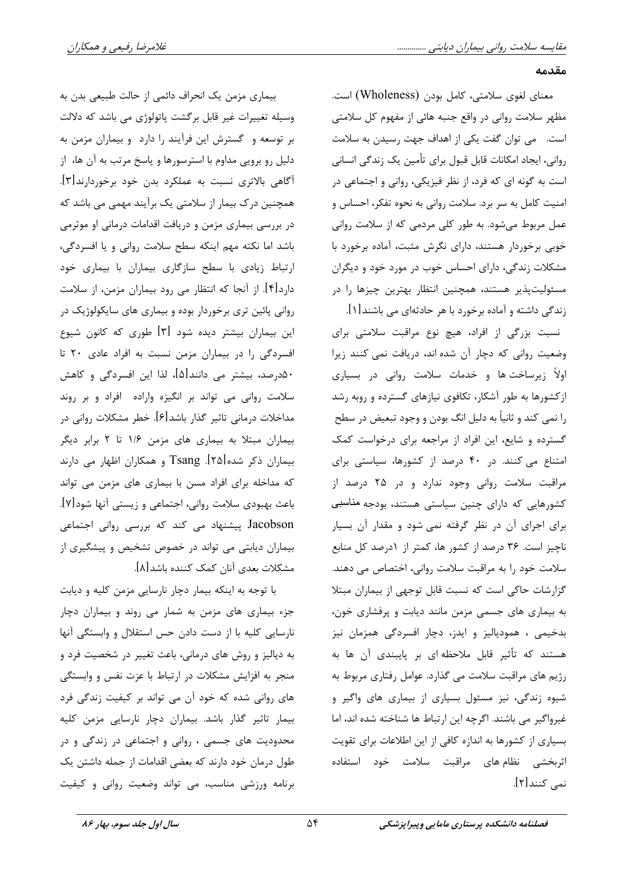## مقدمه

معنای لغوی سلامتی، کامل بودن (Wholeness) است. مظهر سلامت روانی در واقع جنبه هائی از مفهوم کل سلامتی است. می توان گفت یکی از اهداف جهت رسیدن به سلامت روانی، ایجاد امکانات قابل قبول برای تأمین یک زندگی انسانی است به گونه ای که فرد، از نظر فیزیکی، روانی و اجتماعی در امنیت کامل به سر برد. سلامت روانی به نحوه تفکر، احساس و عمل مربوط می‌شود. به طور کلی مردمی که از سلامت روانی خوبی برخوردار هستند، دارای نگرش مثبت، آماده برخورد با مشکلات زندگی، دارای احساس خوب در مورد خود و دیگران مسئولیت‌پذیر هستند، همچنین انتظار بهترین چیزها را در زندگی داشته و آماده برخورد با هر حادثه‌ای می باشند[۱].

نسبت بزرگی از افراد، هیچ نوع مراقبت سلامتی برای وضعیت روانی که دچار آن شده اند، دریافت نمی کنند زیرا اولاً زیرساخت ها و خدمات سلامت روانی در بسیاری ازکشورها به طور آشکار، تکافوی نیازهای گسترده و روبه رشد را نمی کند و ثانیاً به دلیل انگ بودن و وجود تبعیض در سطح گسترده و شایع، این افراد از مراجعه برای درخواست کمک امتناع می کنند. در ۴۰ درصد از کشورها، سیاستی برای مراقبت سلامت روانی وجود ندارد و در ۲۵ درصد از کشورهایی که دارای چنین سیاستی هستند، بودجه مناسبی برای اجرای آن در نظر گرفته نمی شود و مقدار آن بسیار ناچیز است. ۳۶ درصد از کشور ها، کمتر از ۱درصد کل منابع سلامت خود را به مراقبت سلامت روانی، اختصاص می دهند. گزارشات حاکی است که نسبت قابل توجهی از بیماران مبتلا به بیماری های جسمی مزمن مانند دیابت و پرفشاری خون، بدخیمی ، همودیالیز و ایدز، دچار افسردگی همزمان نیز هستند که تأثیر قابل ملاحظه ای بر پایبندی آن ها به رژیم های مراقبت سلامت می گذارد. عوامل رفتاری مربوط به شیوه زندگی، نیز مسئول بسیاری از بیماری های واگیر و غیرواگیر می باشند. اگرچه این ارتباط ها شناخته شده اند، اما بسیاری از کشورها به اندازه کافی از این اطلاعات برای تقویت اثربخشی نظام های مراقبت سلامت خود استفاده نمی کنند[۲].

بیماری مزمن یک انحراف دائمی از حالت طبیعی بدن به وسیله تغییرات غیر قابل برگشت پاتولوژی می باشد که دلالت بر توسعه و گسترش این فرآیند را دارد و بیماران مزمن به دلیل رو برویی مداوم با استرسورها و پاسخ مرتب به آن ها، از آگاهی بالاتری نسبت به عملکرد بدن خود برخوردارند[۳]. همچنین درک بیمار از سلامتی یک برآیند مهمی می باشد که در بررسی بیماری مزمن و دریافت اقدامات درمانی او موثرمی باشد اما نکته مهم اینکه سطح سلامت روانی و یا افسردگی، ارتباط زیادی با سطح سازگاری بیماران با بیماری خود دارد[۴]. از آنجا که انتظار می رود بیماران مزمن، از سلامت روانی پائین تری برخوردار بوده و بیماری های سایکولوژیک در این بیماران بیشتر دیده شود [۳] طوری که کانون شیوع افسردگی را در بیماران مزمن نسبت به افراد عادی ۲۰ تا ۵۰درصد، بیشتر می دانند[۵]، لذا این افسردگی و کاهش سلامت روانی می تواند بر انگیزه واراده افراد و بر روند مداخلات درمانی تاثیر گذار باشد[۶]. خطر مشکلات روانی در بیماران مبتلا به بیماری های مزمن ۱/۶ تا ۲ برابر دیگر بیماران ذکر شده[۲۵]. Tsang و همکاران اظهار می دارند که مداخله برای افراد مسن با بیماری های مزمن می تواند باعث بهبودی سلامت روانی، اجتماعی و زیستی آنها شود[۷]. Jacobson پیشنهاد می کند که بررسی روانی اجتماعی بیماران دیابتی می تواند در خصوص تشخیص و پیشگیری از مشکلات بعدی آنان کمک کننده باشد[۸].

با توجه به اینکه بیمار دچار نارسایی مزمن کلیه و دیابت جزء بیماری های مزمن به شمار می روند و بیماران دچار نارسایی کلیه با از دست دادن حس استقلال و وابستگی آنها به دیالیز و روش های درمانی، باعث تغییر در شخصیت فرد و منجر به افزایش مشکلات در ارتباط با عزت نفس و وابستگی های روانی شده که خود آن می تواند بر کیفیت زندگی فرد بیمار تاثیر گذار باشد. بیماران دچار نارسایی مزمن کلیه محدودیت های جسمی ، روانی و اجتماعی در زندگی و در طول درمان خود دارند که بعضی اقدامات از جمله داشتن یک برنامه ورزشی مناسب، می تواند وضعیت روانی و کیفیت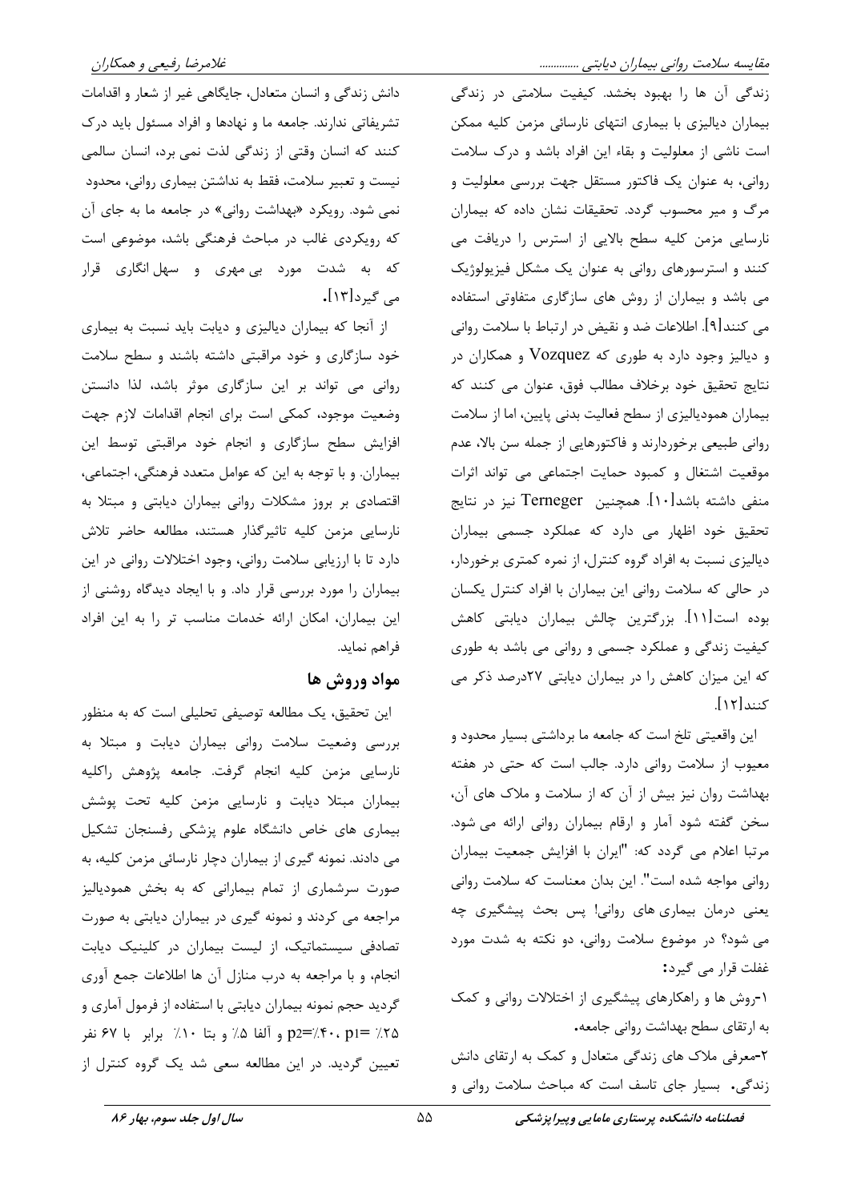زندگی آن ها را بهبود بخشد. کیفیت سلامتی در زندگی بیماران دیالیزی با بیماری انتهای نارسائی مزمن کلیه ممکن است ناشی از معلولیت و بقاء این افراد باشد و درک سلامت روانی، به عنوان یک فاکتور مستقل جهت بررسی معلولیت و مرگ و میر محسوب گردد. تحقیقات نشان داده که بیماران نارسایی مزمن کلیه سطح بالایی از استرس را دریافت می کنند و استرسورهای روانی به عنوان یک مشکل فیزیولوژیک می باشد و بیماران از روش های سازگاری متفاوتی استفاده می کنند[۹]. اطلاعات ضد و نقیض در ارتباط با سلامت روانی و دیالیز وجود دارد به طوری که Vozquez و همکاران در نتایج تحقیق خود برخلاف مطالب فوق، عنوان می کنند که بیماران همودیالیزی از سطح فعالیت بدنی پایین، اما از سلامت روانی طبیعی برخوردارند و فاکتورهایی از جمله سن بالا، عدم موقعیت اشتغال و کمبود حمایت اجتماعی می تواند اثرات منفی داشته باشد[۱۰]. همچنین Terneger نیز در نتایج تحقیق خود اظهار می دارد که عملکرد جسمی بیماران دیالیزی نسبت به افراد گروه کنترل، از نمره کمتری برخوردار، در حالی که سلامت روانی این بیماران با افراد کنترل یکسان بوده است[۱۱]. بزرگترین چالش بیماران دیابتی کاهش کیفیت زندگی و عملکرد جسمی و روانی می باشد به طوری که این میزان کاهش را در بیماران دیابتی ۲۷درصد ذکر می کنند[۱۲].

این واقعیتی تلخ است که جامعه ما برداشتی بسیار محدود و معیوب از سلامت روانی دارد. جالب است که حتی در هفته بهداشت روان نیز بیش از آن که از سلامت و ملاک های آن، سخن گفته شود آمار و ارقام بیماران روانی ارائه می شود. مرتبا اعلام می گردد که: "ایران با افزایش جمعیت بیماران روانی مواجه شده است". این بدان معناست که سلامت روانی یعنی درمان بیماری های روانی! پس بحث پیشگیری چه می شود؟ در موضوع سلامت روانی، دو نکته به شدت مورد غفلت قرار می گیرد:

۱-روش ها و راهکارهای پیشگیری از اختلالات روانی و کمک به ارتقای سطح بهداشت روانی جامعه.

۲-معرفی ملاک های زندگی متعادل و کمک به ارتقای دانش زندگی. بسیار جای تاسف است که مباحث سلامت روانی و دانش زندگی و انسان متعادل، جایگاهی غیر از شعار و اقدامات تشریفاتی ندارند. جامعه ما و نهادها و افراد مسئول باید درک کنند که انسان وقتی از زندگی لذت نمی برد، انسان سالمی نیست و تعبیر سلامت، فقط به نداشتن بیماری روانی، محدود نمی شود. رویکرد «بهداشت روانی» در جامعه ما به جای آن که رویکردی غالب در مباحث فرهنگی باشد، موضوعی است که به شدت مورد بی مهری و سهل انگاری قرار می گیرد[۱۳].

از آنجا که بیماران دیالیزی و دیابت باید نسبت به بیماری خود سازگاری و خود مراقبتی داشته باشند و سطح سلامت روانی می تواند بر این سازگاری موثر باشد، لذا دانستن وضعیت موجود، کمکی است برای انجام اقدامات لازم جهت افزایش سطح سازگاری و انجام خود مراقبتی توسط این بیماران. و با توجه به این که عوامل متعدد فرهنگی، اجتماعی، اقتصادی بر بروز مشکلات روانی بیماران دیابتی و مبتلا به نارسایی مزمن کلیه تاثیرگذار هستند، مطالعه حاضر تلاش دارد تا با ارزیابی سلامت روانی، وجود اختلالات روانی در این بیماران را مورد بررسی قرار داد. و با ایجاد دیدگاه روشنی از این بیماران، امکان ارائه خدمات مناسب تر را به این افراد فراهم نماید.

## مواد وروش ها

این تحقیق، یک مطالعه توصیفی تحلیلی است که به منظور بررسی وضعیت سلامت روانی بیماران دیابت و مبتلا به نارسایی مزمن کلیه انجام گرفت. جامعه پژوهش راکلیه بیماران مبتلا دیابت و نارسایی مزمن کلیه تحت پوشش بیماری های خاص دانشگاه علوم پزشکی رفسنجان تشکیل می دادند. نمونه گیری از بیماران دچار نارسائی مزمن کلیه، به صورت سرشماری از تمام بیمارانی که به بخش همودیالیز مراجعه می کردند و نمونه گیری در بیماران دیابتی به صورت تصادفی سیستماتیک، از لیست بیماران در کلینیک دیابت انجام، و با مراجعه به درب منازل آن ها اطلاعات جمع آوری گردید حجم نمونه بیماران دیابتی با استفاده از فرمول آماری و $p1=$ ۲۵٪ ، $p2=$ ۴۰٪ و آلفا ۵٪ و بتا ۱۰٪ برابر با ۶۷ نفر تعیین گردید. در این مطالعه سعی شد یک گروه کنترل از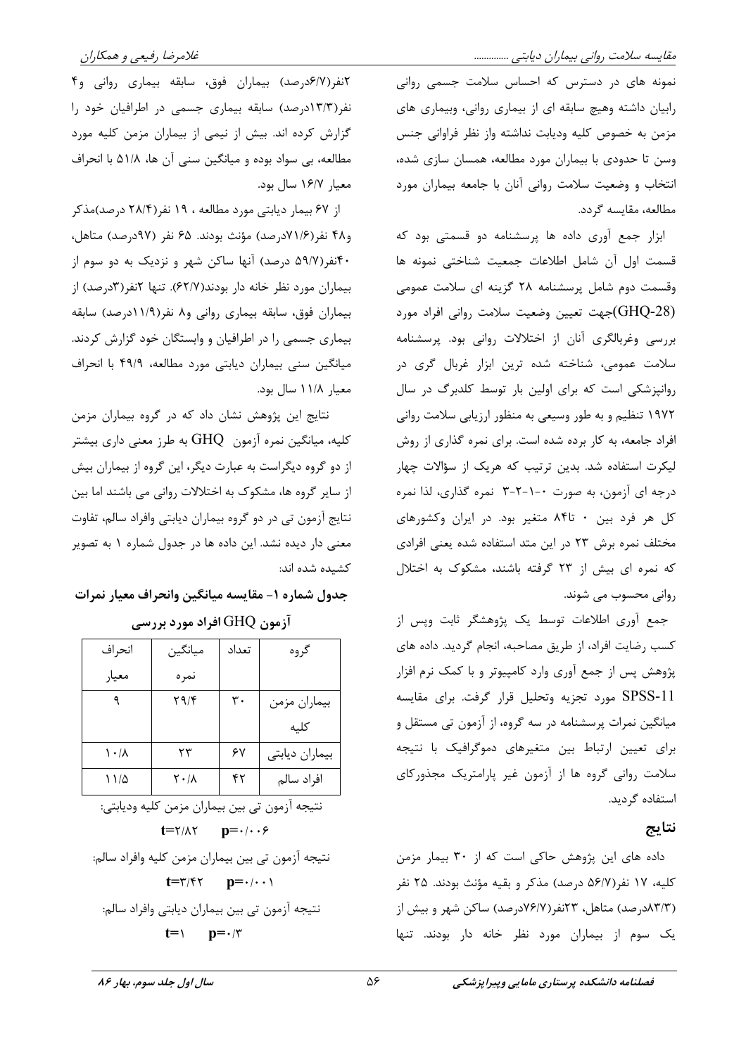نمونه های در دسترس که احساس سلامت جسمی روانی رابیان داشته وهیچ سابقه ای از بیماری روانی، وبیماری های مزمن به خصوص کلیه ودیابت نداشته واز نظر فراوانی جنس وسن تا حدودی با بیماران مورد مطالعه، همسان سازی شده، انتخاب و وضعیت سلامت روانی آنان با جامعه بیماران مورد مطالعه، مقایسه گردد.

ابزار جمع آوری داده ها پرسشنامه دو قسمتی بود که قسمت اول آن شامل اطلاعات جمعیت شناختی نمونه ها وقسمت دوم شامل پرسشنامه ۲۸ گزینه ای سلامت عمومی (GHQ-28)جهت تعیین وضعیت سلامت روانی افراد مورد بررسی وغربالگری آنان از اختلالات روانی بود. پرسشنامه سلامت عمومی، شناخته شده ترین ابزار غربال گری در روانپزشکی است که برای اولین بار توسط گلدبرگ در سال ۱۹۷۲ تنظیم و به طور وسیعی به منظور ارزیابی سلامت روانی افراد جامعه، به کار برده شده است. برای نمره گذاری از روش لیکرت استفاده شد. بدین ترتیب که هریک از سؤالات چهار درجه ای آزمون، به صورت ۰-۱-۲-۳ نمره گذاری، لذا نمره کل هر فرد بین ۰ تا۸۴ متغیر بود. در ایران وکشورهای مختلف نمره برش ۲۳ در این متد استفاده شده یعنی افرادی که نمره ای بیش از ۲۳ گرفته باشند، مشکوک به اختلال روانی محسوب می شوند.

جمع آوری اطلاعات توسط یک پژوهشگر ثابت وپس از کسب رضایت افراد، از طریق مصاحبه، انجام گردید. داده های پژوهش پس از جمع آوری وارد کامپیوتر و با کمک نرم افزار SPSS-11 مورد تجزیه وتحلیل قرار گرفت. برای مقایسه میانگین نمرات پرسشنامه در سه گروه، از آزمون تی مستقل و برای تعیین ارتباط بین متغیرهای دموگرافیک با نتیجه سلامت روانی گروه ها از آزمون غیر پارامتریک مجذورکای استفاده گردید.

## نتایج

داده های این پژوهش حاکی است که از ۳۰ بیمار مزمن کلیه، ۱۷ نفر(۵۶/۷ درصد) مذکر و بقیه مؤنث بودند. ۲۵ نفر (۸۳/۳درصد) متاهل، ۲۳نفر(۷۶/۷درصد) ساکن شهر و بیش از یک سوم از بیماران مورد نظر خانه دار بودند. تنها ۲نفر(۶/۷درصد) بیماران فوق، سابقه بیماری روانی و۴ نفر(۱۳/۳درصد) سابقه بیماری جسمی در اطرافیان خود را گزارش کرده اند. بیش از نیمی از بیماران مزمن کلیه مورد مطالعه، بی سواد بوده و میانگین سنی آن ها، ۵۱/۸ با انحراف معیار ۱۶/۷ سال بود.

از ۶۷ بیمار دیابتی مورد مطالعه ، ۱۹ نفر(۲۸/۴ درصد)مذکر و۴۸ نفر(۷۱/۶درصد) مؤنث بودند. ۶۵ نفر (۹۷درصد) متاهل، ۴۰نفر(۵۹/۷ درصد) آنها ساکن شهر و نزدیک به دو سوم از بیماران مورد نظر خانه دار بودند(۶۲/۷). تنها ۲نفر(۳درصد) از بیماران فوق، سابقه بیماری روانی و۸ نفر(۱۱/۹درصد) سابقه بیماری جسمی را در اطرافیان و وابستگان خود گزارش کردند. میانگین سنی بیماران دیابتی مورد مطالعه، ۴۹/۹ با انحراف معیار ۱۱/۸ سال بود.

نتایج این پژوهش نشان داد که در گروه بیماران مزمن کلیه، میانگین نمره آزمون GHQ به طرز معنی داری بیشتر از دو گروه دیگراست به عبارت دیگر، این گروه از بیماران بیش از سایر گروه ها، مشکوک به اختلالات روانی می باشند اما بین نتایج آزمون تی در دو گروه بیماران دیابتی وافراد سالم، تفاوت معنی دار دیده نشد. این داده ها در جدول شماره ۱ به تصویر کشیده شده اند:

**جدول شماره ۱- مقایسه میانگین وانحراف معیار نمرات آزمون GHQ افراد مورد بررسی**

| گروه | تعداد | میانگین نمره | انحراف معیار |
|---|---|---|---|
| بیماران مزمن کلیه | ۳۰ | ۲۹/۴ | ۹ |
| بیماران دیابتی | ۶۷ | ۲۳ | ۱۰/۸ |
| افراد سالم | ۴۲ | ۲۰/۸ | ۱۱/۵ |

نتیجه آزمون تی بین بیماران مزمن کلیه ودیابتی:

**t=۲/۸۲ p=۰/۰۰۶**

نتیجه آزمون تی بین بیماران مزمن کلیه وافراد سالم:

**t=۳/۴۲ p=۰/۰۰۱**

نتیجه آزمون تی بین بیماران دیابتی وافراد سالم:

**t=۱ p=۰/۳**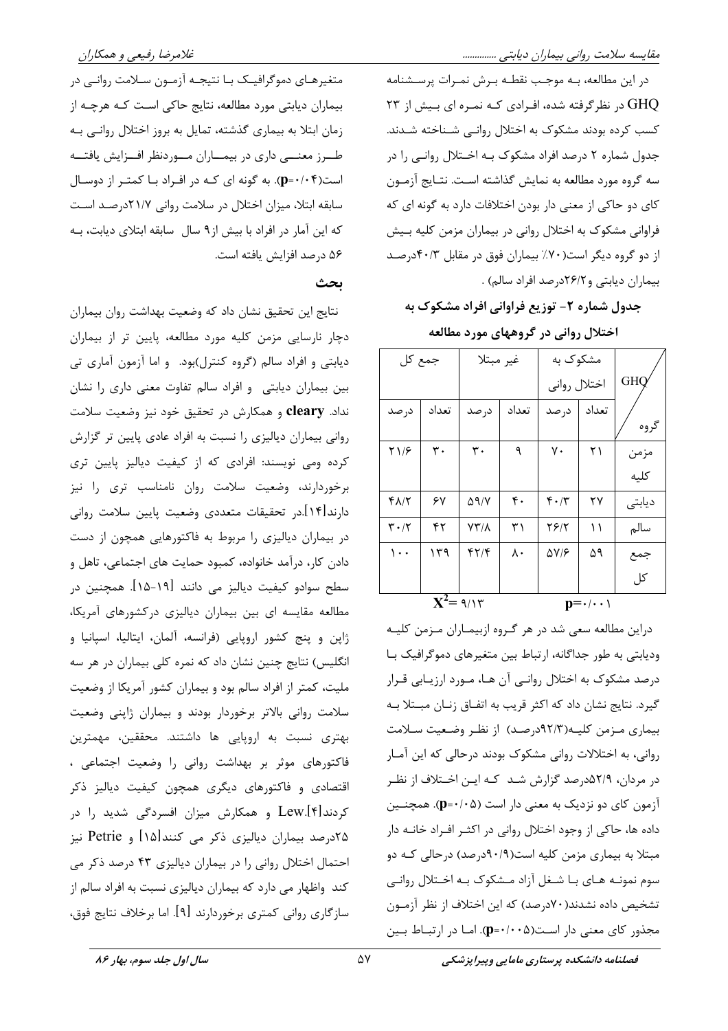در این مطالعه، بـه موجـب نقطـه بـرش نمـرات پرسـشنامه GHQ در نظرگرفته شده، افـرادی کـه نمـره ای بـیش از ۲۳ کسب کرده بودند مشکوک به اختلال روانـی شـناخته شـدند. جدول شماره ۲ درصد افراد مشکوک بـه اخـتلال روانـی را در سه گروه مورد مطالعه به نمایش گذاشته اسـت. نتـایج آزمـون کای دو حاکی از معنی دار بودن اختلافات دارد به گونه ای که فراوانی مشکوک به اختلال روانی در بیماران مزمن کلیه بـیش از دو گروه دیگر است(۷۰٪ بیماران فوق در مقابل ۴۰/۳درصـد بیماران دیابتی و۲۶/۲درصد افراد سالم) .

**جدول شماره ۲- توزیع فراوانی افراد مشکوک به اختلال روانی در گروههای مورد مطالعه**

| GHQ / گروه | مشکوک به اختلال روانی | | غیر مبتلا | | جمع کل | |
|---|---|---|---|---|---|---|
| | تعداد | درصد | تعداد | درصد | تعداد | درصد |
| مزمن کلیه | ۲۱ | ۷۰ | ۹ | ۳۰ | ۳۰ | ۲۱/۶ |
| دیابتی | ۲۷ | ۴۰/۳ | ۴۰ | ۵۹/۷ | ۶۷ | ۴۸/۲ |
| سالم | ۱۱ | ۲۶/۲ | ۳۱ | ۷۳/۸ | ۴۲ | ۳۰/۲ |
| جمع کل | ۵۹ | ۵۷/۶ | ۸۰ | ۴۲/۴ | ۱۳۹ | ۱۰۰ |

$X^2$= ۹/۱۳ &nbsp;&nbsp;&nbsp;&nbsp; p=۰/۰۰۱

دراین مطالعه سعی شد در هر گـروه ازبیمـاران مـزمن کلیـه ودیابتی به طور جداگانه، ارتباط بین متغیرهای دموگرافیک بـا درصد مشکوک به اختلال روانـی آن هـا، مـورد ارزیـابی قـرار گیرد. نتایج نشان داد که اکثر قریب به اتفـاق زنـان مبـتلا بـه بیماری مـزمن کلیـه(۹۲/۳درصـد) از نظـر وضـعیت سـلامت روانی، به اختلالات روانی مشکوک بودند درحالی که این آمـار در مردان، ۵۲/۹درصد گزارش شـد کـه ایـن اخـتلاف از نظـر آزمون کای دو نزدیک به معنی دار است (p=۰/۰۵). همچنـین داده ها، حاکی از وجود اختلال روانی در اکثـر افـراد خانـه دار مبتلا به بیماری مزمن کلیه است(۹۰/۹درصد) درحالی کـه دو سوم نمونـه هـای بـا شـغل آزاد مـشکوک بـه اخـتلال روانـی تشخیص داده نشدند(۷۰درصد) که این اختلاف از نظر آزمـون مجذور کای معنی دار اسـت(p=۰/۰۰۵). امـا در ارتبـاط بـین متغیرهـای دموگرافیـک بـا نتیجـه آزمـون سـلامت روانـی در بیماران دیابتی مورد مطالعه، نتایج حاکی است کـه هرچـه از زمان ابتلا به بیماری گذشته، تمایل به بروز اختلال روانـی بـه طــرز معنــی داری در بیمــاران مــوردنظر افــزایش یافتــه است(p=۰/۰۴). به گونه ای کـه در افـراد بـا کمتـر از دوسـال سابقه ابتلا، میزان اختلال در سلامت روانی ۲۱/۷درصـد اسـت که این آمار در افراد با بیش از۹ سال سابقه ابتلای دیابت، بـه ۵۶ درصد افزایش یافته است.

## بحث

نتایج این تحقیق نشان داد که وضعیت بهداشت روان بیماران دچار نارسایی مزمن کلیه مورد مطالعه، پایین تر از بیماران دیابتی و افراد سالم (گروه کنترل)بود. و اما آزمون آماری تی بین بیماران دیابتی و افراد سالم تفاوت معنی داری را نشان نداد. **cleary** و همکارش در تحقیق خود نیز وضعیت سلامت روانی بیماران دیالیزی را نسبت به افراد عادی پایین تر گزارش کرده ومی نویسند: افرادی که از کیفیت دیالیز پایین تری برخوردارند، وضعیت سلامت روان نامناسب تری را نیز دارند[۱۴].در تحقیقات متعددی وضعیت پایین سلامت روانی در بیماران دیالیزی را مربوط به فاکتورهایی همچون از دست دادن کار، درآمد خانواده، کمبود حمایت های اجتماعی، تاهل و سطح سوادو کیفیت دیالیز می دانند [۱۹-۱۵]. همچنین در مطالعه مقایسه ای بین بیماران دیالیزی درکشورهای آمریکا، ژاپن و پنج کشور اروپایی (فرانسه، آلمان، ایتالیا، اسپانیا و انگلیس) نتایج چنین نشان داد که نمره کلی بیماران در هر سه ملیت، کمتر از افراد سالم بود و بیماران کشور آمریکا از وضعیت سلامت روانی بالاتر برخوردار بودند و بیماران ژاپنی وضعیت بهتری نسبت به اروپایی ها داشتند. محققین، مهمترین فاکتورهای موثر بر بهداشت روانی را وضعیت اجتماعی ، اقتصادی و فاکتورهای دیگری همچون کیفیت دیالیز ذکر کردند[۴].Lew و همکارش میزان افسردگی شدید را در ۲۵درصد بیماران دیالیزی ذکر می کنند[۱۵] و Petrie نیز احتمال اختلال روانی را در بیماران دیالیزی ۴۳ درصد ذکر می کند واظهار می دارد که بیماران دیالیزی نسبت به افراد سالم از سازگاری روانی کمتری برخوردارند [۹]. اما برخلاف نتایج فوق،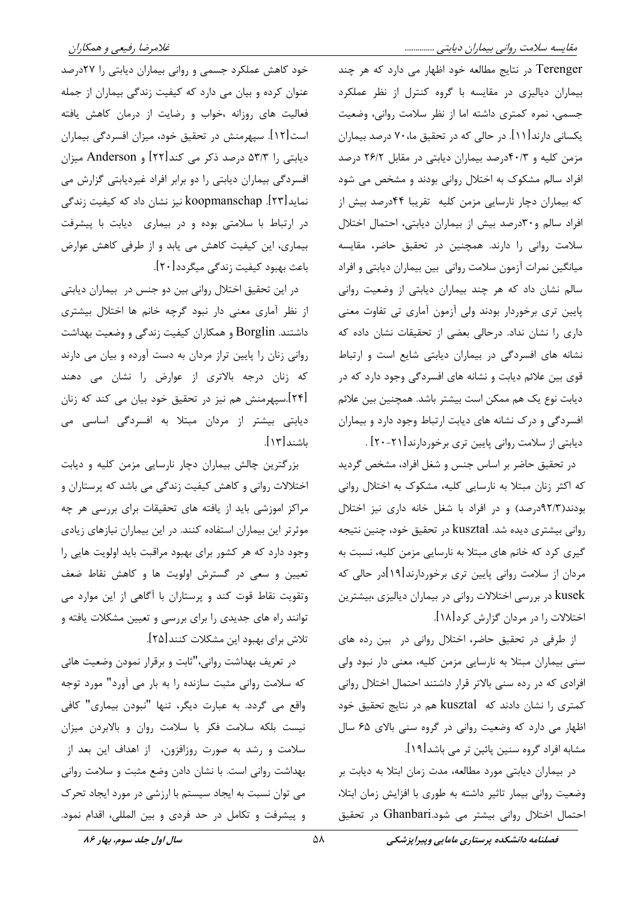Terenger در نتایج مطالعه خود اظهار می دارد که هر چند بیماران دیالیزی در مقایسه با گروه کنترل از نظر عملکرد جسمی، نمره کمتری داشته اما از نظر سلامت روانی، وضعیت یکسانی دارند[۱۱]. در حالی که در تحقیق ما، ۷۰ درصد بیماران مزمن کلیه و ۴۰/۳درصد بیماران دیابتی در مقابل ۲۶/۲ درصد افراد سالم مشکوک به اختلال روانی بودند و مشخص می شود که بیماران دچار نارسایی مزمن کلیه تقریبا ۴۴درصد بیش از افراد سالم و۳۰درصد بیش از بیماران دیابتی، احتمال اختلال سلامت روانی را دارند. همچنین در تحقیق حاضر، مقایسه میانگین نمرات آزمون سلامت روانی بین بیماران دیابتی و افراد سالم نشان داد که هر چند بیماران دیابتی از وضعیت روانی پایین تری برخوردار بودند ولی آزمون آماری تی تفاوت معنی داری را نشان نداد. درحالی بعضی از تحقیقات نشان داده که نشانه های افسردگی در بیماران دیابتی شایع است و ارتباط قوی بین علائم دیابت و نشانه های افسردگی وجود دارد که در دیابت نوع یک هم ممکن است بیشتر باشد. همچنین بین علائم افسردگی و درک نشانه های دیابت ارتباط وجود دارد و بیماران دیابتی از سلامت روانی پایین تری برخوردارند[۲۱-۲۰] .

در تحقیق حاضر بر اساس جنس و شغل افراد، مشخص گردید که اکثر زنان مبتلا به نارسایی کلیه، مشکوک به اختلال روانی بودند(۹۲/۳درصد) و در افراد با شغل خانه داری نیز اختلال روانی بیشتری دیده شد. kusztal در تحقیق خود، چنین نتیجه گیری کرد که خانم های مبتلا به نارسایی مزمن کلیه، نسبت به مردان از سلامت روانی پایین تری برخوردارند[۱۹]در حالی که kusek در بررسی اختلالات روانی در بیماران دیالیزی ،بیشترین اختلالات را در مردان گزارش کرد[۱۸].

از طرفی در تحقیق حاضر، اختلال روانی در بین رده های سنی بیماران مبتلا به نارسایی مزمن کلیه، معنی دار نبود ولی افرادی که در رده سنی بالاتر قرار داشتند احتمال اختلال روانی کمتری را نشان دادند که kusztal هم در نتایج تحقیق خود اظهار می دارد که وضعیت روانی در گروه سنی بالای ۶۵ سال مشابه افراد گروه سنین پائین تر می باشد[۱۹].

در بیماران دیابتی مورد مطالعه، مدت زمان ابتلا به دیابت بر وضعیت روانی بیمار تاثیر داشته به طوری با افزایش زمان ابتلا، احتمال اختلال روانی بیشتر می شود.Ghanbari در تحقیق خود کاهش عملکرد جسمی و روانی بیماران دیابتی را ۲۷درصد عنوان کرده و بیان می دارد که کیفیت زندگی بیماران از جمله فعالیت های روزانه ،خواب و رضایت از درمان کاهش یافته است[۱۲]. سپهرمنش در تحقیق خود، میزان افسردگی بیماران دیابتی را ۵۳/۳ درصد ذکر می کند[۲۲] و Anderson میزان افسردگی بیماران دیابتی را دو برابر افراد غیردیابتی گزارش می نماید[۲۳]. koopmanschap نیز نشان داد که کیفیت زندگی در ارتباط با سلامتی بوده و در بیماری دیابت با پیشرفت بیماری، این کیفیت کاهش می یابد و از طرفی کاهش عوارض باعث بهبود کیفیت زندگی میگردد[۲۰].

در این تحقیق اختلال روانی بین دو جنس در بیماران دیابتی از نظر آماری معنی دار نبود گرچه خانم ها اختلال بیشتری داشتند. Borglin و همکاران کیفیت زندگی و وضعیت بهداشت روانی زنان را پایین تراز مردان به دست آورده و بیان می دارند که زنان درجه بالاتری از عوارض را نشان می دهند [۲۴].سپهرمنش هم نیز در تحقیق خود بیان می کند که زنان دیابتی بیشتر از مردان مبتلا به افسردگی اساسی می باشند[۱۳].

بزرگترین چالش بیماران دچار نارسایی مزمن کلیه و دیابت اختلالات روانی و کاهش کیفیت زندگی می باشد که پرستاران و مراکز اموزشی باید از یافته های تحقیقات برای بررسی هر چه موثرتر این بیماران استفاده کنند. در این بیماران نیازهای زیادی وجود دارد که هر کشور برای بهبود مراقبت باید اولویت هایی را تعیین و سعی در گسترش اولویت ها و کاهش نقاط ضعف وتقویت نقاط قوت کند و پرستاران با آگاهی از این موارد می توانند راه های جدیدی را برای بررسی و تعیین مشکلات یافته و تلاش برای بهبود این مشکلات کنند[۲۵].

در تعریف بهداشت روانی،"ثابت و برقرار نمودن وضعیت هائی که سلامت روانی مثبت سازنده را به بار می آورد" مورد توجه واقع می گردد. به عبارت دیگر، تنها "نبودن بیماری" کافی نیست بلکه سلامت فکر یا سلامت روان و بالابردن میزان سلامت و رشد به صورت روزافزون، از اهداف این بعد از بهداشت روانی است. با نشان دادن وضع مثبت و سلامت روانی می توان نسبت به ایجاد سیستم با ارزشی در مورد ایجاد تحرک و پیشرفت و تکامل در حد فردی و بین المللی، اقدام نمود.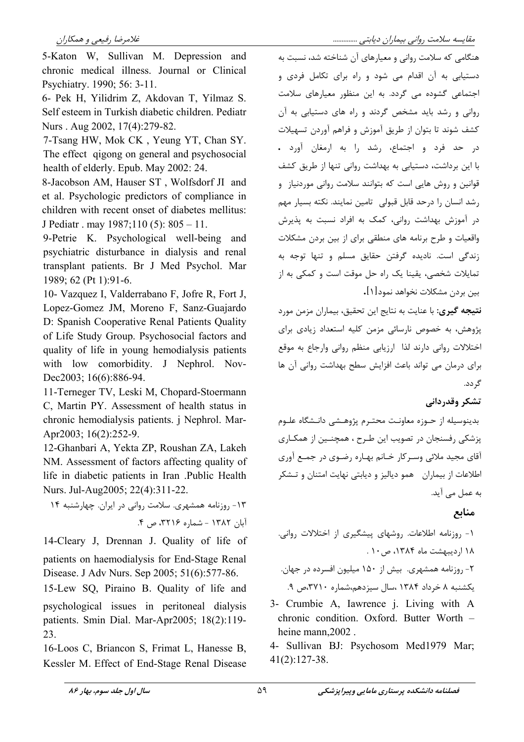هنگامی که سلامت روانی و معیارهای آن شناخته شد، نسبت به دستیابی به آن اقدام می شود و راه برای تکامل فردی و اجتماعی گشوده می گردد. به این منظور معیارهای سلامت روانی و رشد باید مشخص گردند و راه های دستیابی به آن کشف شوند تا بتوان از طریق آموزش و فراهم آوردن تسهیلات در حد فرد و اجتماع، رشد را به ارمغان آورد . با این برداشت، دستیابی به بهداشت روانی تنها از طریق کشف قوانین و روش هایی است که بتوانند سلامت روانی موردنیاز و رشد انسان را درحد قابل قبولی تامین نمایند. نکته بسیار مهم در آموزش بهداشت روانی، کمک به افراد نسبت به پذیرش واقعیات و طرح برنامه های منطقی برای از بین بردن مشکلات زندگی است. نادیده گرفتن حقایق مسلم و تنها توجه به تمایلات شخصی، یقینا یک راه حل موقت است و کمکی به از بین بردن مشکلات نخواهد نمود[۱].

**نتیجه گیری**: با عنایت به نتایج این تحقیق، بیماران مزمن مورد پژوهش، به خصوص نارسائی مزمن کلیه استعداد زیادی برای اختلالات روانی دارند لذا ارزیابی منظم روانی وارجاع به موقع برای درمان می تواند باعث افزایش سطح بهداشت روانی آن ها گردد.

## تشکر وقدردانی

بدینوسیله از حوزه معاونت محترم پژوهشی دانشگاه علوم پزشکی رفسنجان در تصویب این طرح ، همچنین از همکاری آقای مجید ملائی وسرکار خانم بهاره رضوی در جمع آوری اطلاعات از بیماران همو دیالیز و دیابتی نهایت امتنان و تشکر به عمل می آید.

## منابع

۱- روزنامه اطلاعات. روشهای پیشگیری از اختلالات روانی. ۱۸ اردیبهشت ماه ۱۳۸۴، ص۱۰ .

۲- روزنامه همشهری. بیش از ۱۵۰ میلیون افسرده در جهان. یکشنبه ۸ خرداد ۱۳۸۴ ،سال سیزدهم،شماره ۳۷۱۰،ص ۹.

3- Crumbie A, Iawrence j. Living with A chronic condition. Oxford. Butter Worth – heine mann,2002 .

4- Sullivan BJ: Psychosom Med1979 Mar; 41(2):127-38.

5-Katon W, Sullivan M. Depression and chronic medical illness. Journal or Clinical Psychiatry. 1990; 56: 3-11.

6- Pek H, Yilidrim Z, Akdovan T, Yilmaz S. Self esteem in Turkish diabetic children. Pediatr Nurs . Aug 2002, 17(4):279-82.

7-Tsang HW, Mok CK , Yeung YT, Chan SY. The effect qigong on general and psychosocial health of elderly. Epub. May 2002: 24.

8-Jacobson AM, Hauser ST , Wolfsdorf JI and et al. Psychologic predictors of compliance in children with recent onset of diabetes mellitus: J Pediatr . may 1987;110 (5): 805 – 11.

9-Petrie K. Psychological well-being and psychiatric disturbance in dialysis and renal transplant patients. Br J Med Psychol. Mar 1989; 62 (Pt 1):91-6.

10- Vazquez I, Valderrabano F, Jofre R, Fort J, Lopez-Gomez JM, Moreno F, Sanz-Guajardo D: Spanish Cooperative Renal Patients Quality of Life Study Group. Psychosocial factors and quality of life in young hemodialysis patients with low comorbidity. J Nephrol. Nov-Dec2003; 16(6):886-94.

11-Terneger TV, Leski M, Chopard-Stoermann C, Martin PY. Assessment of health status in chronic hemodialysis patients. j Nephrol. Mar-Apr2003; 16(2):252-9.

12-Ghanbari A, Yekta ZP, Roushan ZA, Lakeh NM. Assessment of factors affecting quality of life in diabetic patients in Iran .Public Health Nurs. Jul-Aug2005; 22(4):311-22.

۱۳- روزنامه همشهری. سلامت روانی در ایران. چهارشنبه ۱۴ آبان ۱۳۸۲ - شماره ۳۲۱۶، ص ۴.

14-Cleary J, Drennan J. Quality of life of patients on haemodialysis for End-Stage Renal Disease. J Adv Nurs. Sep 2005; 51(6):577-86.

15-Lew SQ, Piraino B. Quality of life and psychological issues in peritoneal dialysis patients. Smin Dial. Mar-Apr2005; 18(2):119-23.

16-Loos C, Briancon S, Frimat L, Hanesse B, Kessler M. Effect of End-Stage Renal Disease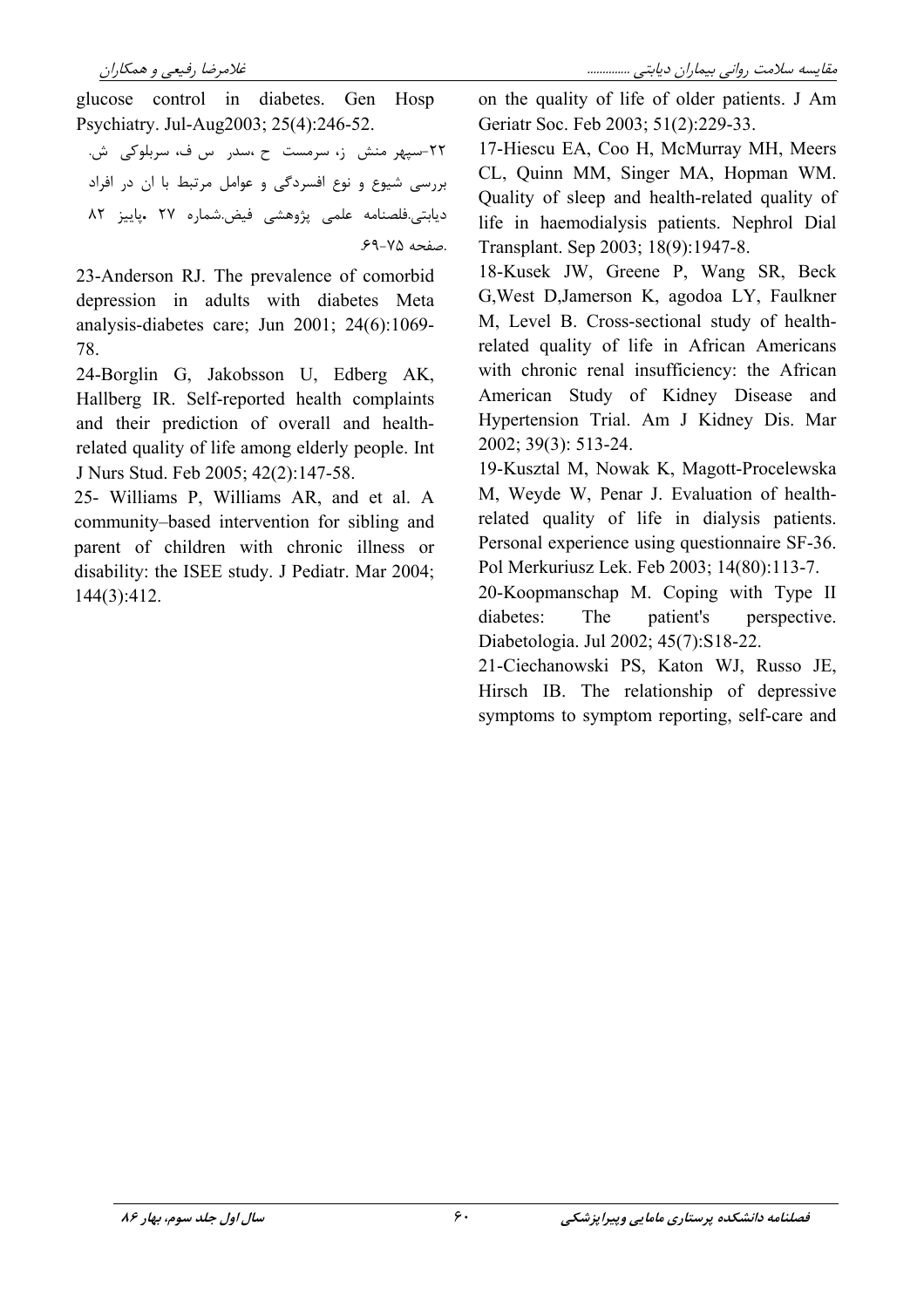on the quality of life of older patients. J Am Geriatr Soc. Feb 2003; 51(2):229-33.

17-Hiescu EA, Coo H, McMurray MH, Meers CL, Quinn MM, Singer MA, Hopman WM. Quality of sleep and health-related quality of life in haemodialysis patients. Nephrol Dial Transplant. Sep 2003; 18(9):1947-8.

18-Kusek JW, Greene P, Wang SR, Beck G,West D,Jamerson K, agodoa LY, Faulkner M, Level B. Cross-sectional study of health-related quality of life in African Americans with chronic renal insufficiency: the African American Study of Kidney Disease and Hypertension Trial. Am J Kidney Dis. Mar 2002; 39(3): 513-24.

19-Kusztal M, Nowak K, Magott-Procelewska M, Weyde W, Penar J. Evaluation of health-related quality of life in dialysis patients. Personal experience using questionnaire SF-36. Pol Merkuriusz Lek. Feb 2003; 14(80):113-7.

20-Koopmanschap M. Coping with Type II diabetes: The patient's perspective. Diabetologia. Jul 2002; 45(7):S18-22.

21-Ciechanowski PS, Katon WJ, Russo JE, Hirsch IB. The relationship of depressive symptoms to symptom reporting, self-care and glucose control in diabetes. Gen Hosp Psychiatry. Jul-Aug2003; 25(4):246-52.

۲۲-سپهر منش ز، سرمست ح ،سدر س ف، سربلوکی ش. بررسی شیوع و نوع افسردگی و عوامل مرتبط با ان در افراد دیابتی.فلصنامه علمی پژوهشی فیض.شماره ۲۷ ،پاییز ۸۲ .صفحه ۷۵-۶۹.

23-Anderson RJ. The prevalence of comorbid depression in adults with diabetes Meta analysis-diabetes care; Jun 2001; 24(6):1069-78.

24-Borglin G, Jakobsson U, Edberg AK, Hallberg IR. Self-reported health complaints and their prediction of overall and health-related quality of life among elderly people. Int J Nurs Stud. Feb 2005; 42(2):147-58.

25- Williams P, Williams AR, and et al. A community–based intervention for sibling and parent of children with chronic illness or disability: the ISEE study. J Pediatr. Mar 2004; 144(3):412.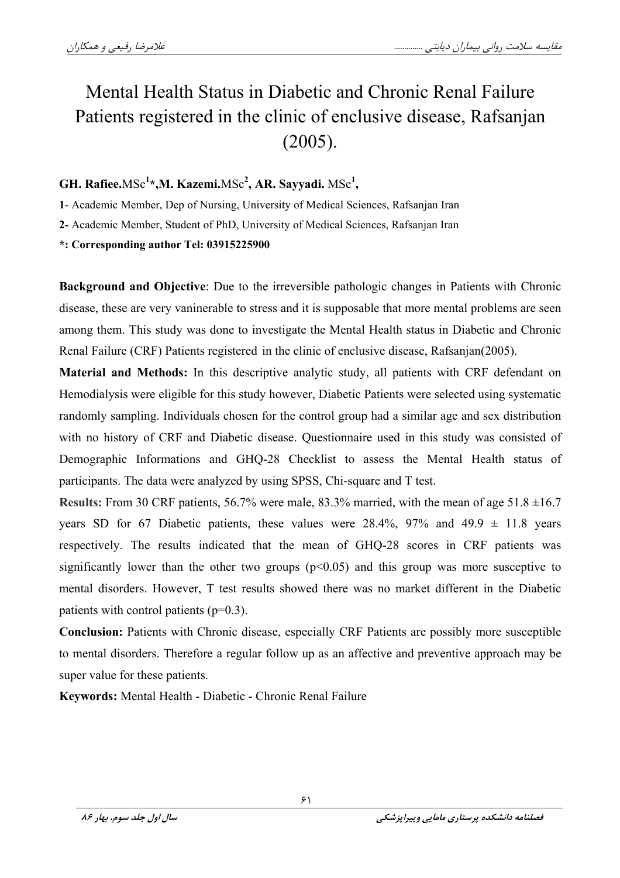# Mental Health Status in Diabetic and Chronic Renal Failure Patients registered in the clinic of enclusive disease, Rafsanjan (2005).

**GH. Rafiee.**MSc[1]*,**M. Kazemi.**MSc[2], **AR. Sayyadi.** MSc[1],

**1**- Academic Member, Dep of Nursing, University of Medical Sciences, Rafsanjan Iran

**2-** Academic Member, Student of PhD, University of Medical Sciences, Rafsanjan Iran

**\*: Corresponding author Tel: 03915225900**

**Background and Objective**: Due to the irreversible pathologic changes in Patients with Chronic disease, these are very vaninerable to stress and it is supposable that more mental problems are seen among them. This study was done to investigate the Mental Health status in Diabetic and Chronic Renal Failure (CRF) Patients registered in the clinic of enclusive disease, Rafsanjan(2005).

**Material and Methods:** In this descriptive analytic study, all patients with CRF defendant on Hemodialysis were eligible for this study however, Diabetic Patients were selected using systematic randomly sampling. Individuals chosen for the control group had a similar age and sex distribution with no history of CRF and Diabetic disease. Questionnaire used in this study was consisted of Demographic Informations and GHQ-28 Checklist to assess the Mental Health status of participants. The data were analyzed by using SPSS, Chi-square and T test.

**Results:** From 30 CRF patients, 56.7% were male, 83.3% married, with the mean of age 51.8 ±16.7 years SD for 67 Diabetic patients, these values were 28.4%, 97% and 49.9 ± 11.8 years respectively. The results indicated that the mean of GHQ-28 scores in CRF patients was significantly lower than the other two groups ($p<0.05$) and this group was more susceptive to mental disorders. However, T test results showed there was no market different in the Diabetic patients with control patients ($p=0.3$).

**Conclusion:** Patients with Chronic disease, especially CRF Patients are possibly more susceptible to mental disorders. Therefore a regular follow up as an affective and preventive approach may be super value for these patients.

**Keywords:** Mental Health - Diabetic - Chronic Renal Failure